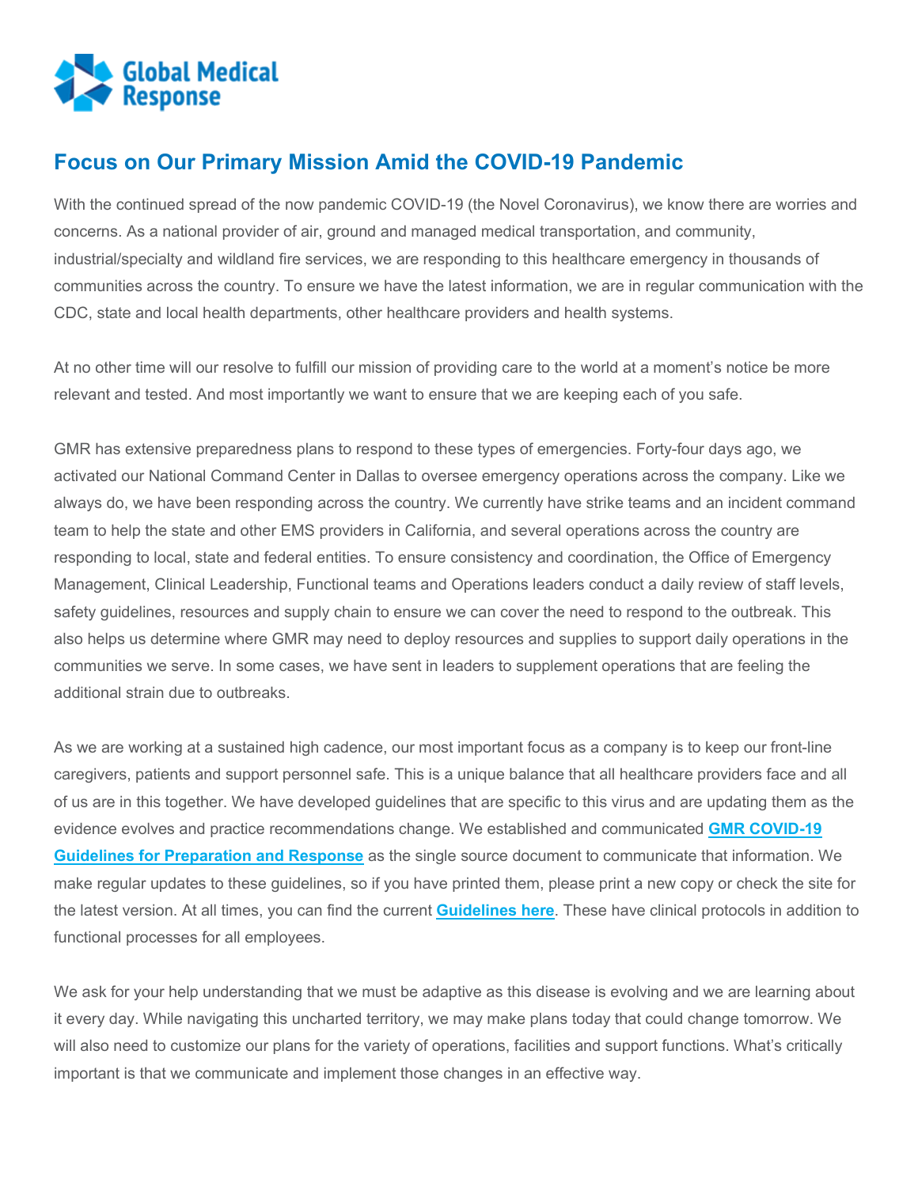Global Medical Response

# Focus on Our Primary Mission Amid the COVID-19 Pandemic

With the continued spread of the now pandemic COVID-19 (the Novel Coronavirus), we know there are worries and concerns. As a national provider of air, ground and managed medical transportation, and community, industrial/specialty and wildland fire services, we are responding to this healthcare emergency in thousands of communities across the country. To ensure we have the latest information, we are in regular communication with the CDC, state and local health departments, other healthcare providers and health systems.

At no other time will our resolve to fulfill our mission of providing care to the world at a moment's notice be more relevant and tested. And most importantly we want to ensure that we are keeping each of you safe.

GMR has extensive preparedness plans to respond to these types of emergencies. Forty-four days ago, we activated our National Command Center in Dallas to oversee emergency operations across the company. Like we always do, we have been responding across the country. We currently have strike teams and an incident command team to help the state and other EMS providers in California, and several operations across the country are responding to local, state and federal entities. To ensure consistency and coordination, the Office of Emergency Management, Clinical Leadership, Functional teams and Operations leaders conduct a daily review of staff levels, safety guidelines, resources and supply chain to ensure we can cover the need to respond to the outbreak. This also helps us determine where GMR may need to deploy resources and supplies to support daily operations in the communities we serve. In some cases, we have sent in leaders to supplement operations that are feeling the additional strain due to outbreaks.

As we are working at a sustained high cadence, our most important focus as a company is to keep our front-line caregivers, patients and support personnel safe. This is a unique balance that all healthcare providers face and all of us are in this together. We have developed guidelines that are specific to this virus and are updating them as the evidence evolves and practice recommendations change. We established and communicated **GMR COVID-19 Guidelines for Preparation and Response** as the single source document to communicate that information. We make regular updates to these guidelines, so if you have printed them, please print a new copy or check the site for the latest version. At all times, you can find the current **Guidelines here**. These have clinical protocols in addition to functional processes for all employees.

We ask for your help understanding that we must be adaptive as this disease is evolving and we are learning about it every day. While navigating this uncharted territory, we may make plans today that could change tomorrow. We will also need to customize our plans for the variety of operations, facilities and support functions. What's critically important is that we communicate and implement those changes in an effective way.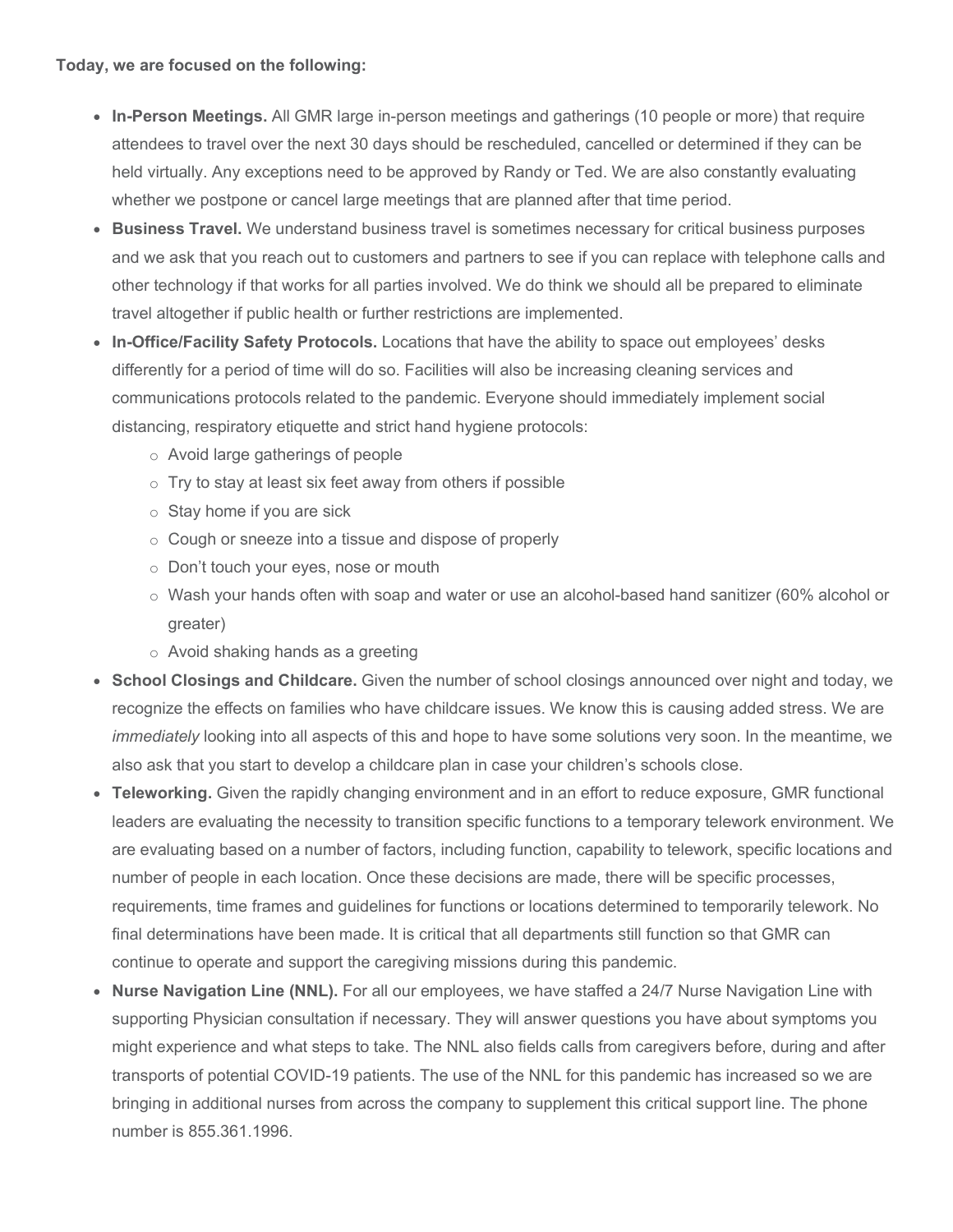**Today, we are focused on the following:**

- **In-Person Meetings.** All GMR large in-person meetings and gatherings (10 people or more) that require attendees to travel over the next 30 days should be rescheduled, cancelled or determined if they can be held virtually. Any exceptions need to be approved by Randy or Ted. We are also constantly evaluating whether we postpone or cancel large meetings that are planned after that time period.
- **Business Travel.** We understand business travel is sometimes necessary for critical business purposes and we ask that you reach out to customers and partners to see if you can replace with telephone calls and other technology if that works for all parties involved. We do think we should all be prepared to eliminate travel altogether if public health or further restrictions are implemented.
- **In-Office/Facility Safety Protocols.** Locations that have the ability to space out employees' desks differently for a period of time will do so. Facilities will also be increasing cleaning services and communications protocols related to the pandemic. Everyone should immediately implement social distancing, respiratory etiquette and strict hand hygiene protocols:
    - Avoid large gatherings of people
    - Try to stay at least six feet away from others if possible
    - Stay home if you are sick
    - Cough or sneeze into a tissue and dispose of properly
    - Don't touch your eyes, nose or mouth
    - Wash your hands often with soap and water or use an alcohol-based hand sanitizer (60% alcohol or greater)
    - Avoid shaking hands as a greeting
- **School Closings and Childcare.** Given the number of school closings announced over night and today, we recognize the effects on families who have childcare issues. We know this is causing added stress. We are *immediately* looking into all aspects of this and hope to have some solutions very soon. In the meantime, we also ask that you start to develop a childcare plan in case your children's schools close.
- **Teleworking.** Given the rapidly changing environment and in an effort to reduce exposure, GMR functional leaders are evaluating the necessity to transition specific functions to a temporary telework environment. We are evaluating based on a number of factors, including function, capability to telework, specific locations and number of people in each location. Once these decisions are made, there will be specific processes, requirements, time frames and guidelines for functions or locations determined to temporarily telework. No final determinations have been made. It is critical that all departments still function so that GMR can continue to operate and support the caregiving missions during this pandemic.
- **Nurse Navigation Line (NNL).** For all our employees, we have staffed a 24/7 Nurse Navigation Line with supporting Physician consultation if necessary. They will answer questions you have about symptoms you might experience and what steps to take. The NNL also fields calls from caregivers before, during and after transports of potential COVID-19 patients. The use of the NNL for this pandemic has increased so we are bringing in additional nurses from across the company to supplement this critical support line. The phone number is 855.361.1996.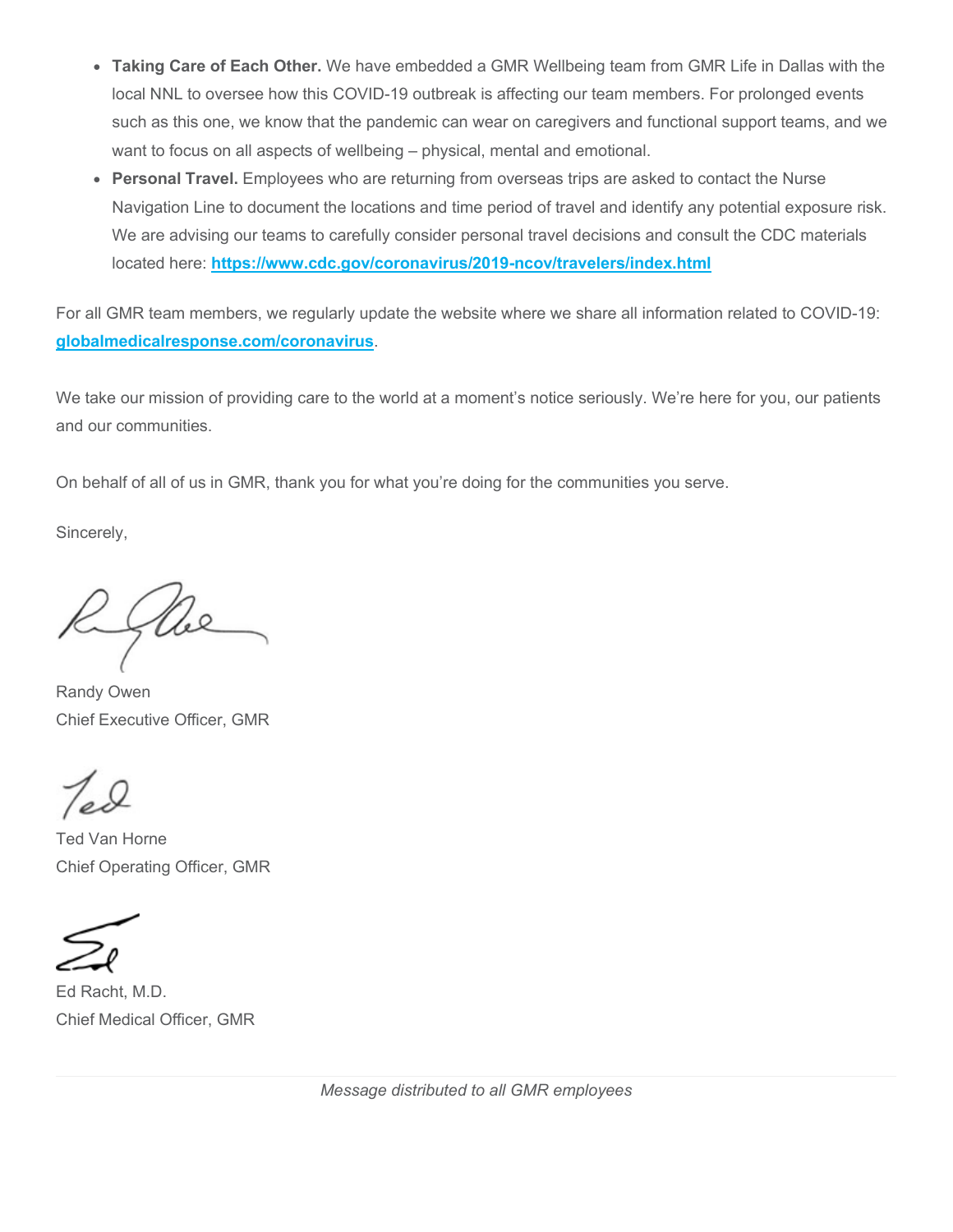- **Taking Care of Each Other.** We have embedded a GMR Wellbeing team from GMR Life in Dallas with the local NNL to oversee how this COVID-19 outbreak is affecting our team members. For prolonged events such as this one, we know that the pandemic can wear on caregivers and functional support teams, and we want to focus on all aspects of wellbeing – physical, mental and emotional.
- **Personal Travel.** Employees who are returning from overseas trips are asked to contact the Nurse Navigation Line to document the locations and time period of travel and identify any potential exposure risk. We are advising our teams to carefully consider personal travel decisions and consult the CDC materials located here: **https://www.cdc.gov/coronavirus/2019-ncov/travelers/index.html**

For all GMR team members, we regularly update the website where we share all information related to COVID-19: **globalmedicalresponse.com/coronavirus**.

We take our mission of providing care to the world at a moment's notice seriously. We're here for you, our patients and our communities.

On behalf of all of us in GMR, thank you for what you're doing for the communities you serve.

Sincerely,

Randy Owen
Chief Executive Officer, GMR

Ted Van Horne
Chief Operating Officer, GMR

Ed Racht, M.D.
Chief Medical Officer, GMR

*Message distributed to all GMR employees*